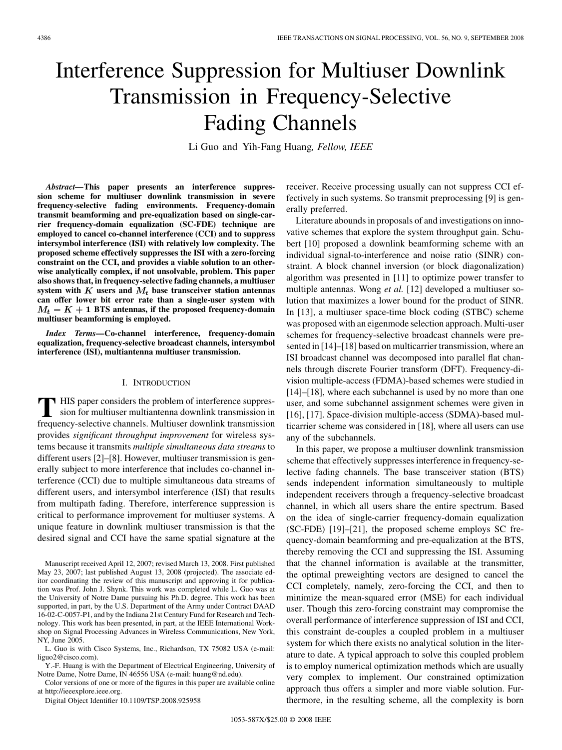# Interference Suppression for Multiuser Downlink Transmission in Frequency-Selective Fading Channels

Li Guo and Yih-Fang Huang, *Fellow, IEEE*

***Abstract*—This paper presents an interference suppression scheme for multiuser downlink transmission in severe frequency-selective fading environments. Frequency-domain transmit beamforming and pre-equalization based on single-carrier frequency-domain equalization (SC-FDE) technique are employed to cancel co-channel interference (CCI) and to suppress intersymbol interference (ISI) with relatively low complexity. The proposed scheme effectively suppresses the ISI with a zero-forcing constraint on the CCI, and provides a viable solution to an otherwise analytically complex, if not unsolvable, problem. This paper also shows that, in frequency-selective fading channels, a multiuser system with $K$ users and $M_t$ base transceiver station antennas can offer lower bit error rate than a single-user system with $M_t - K + 1$ BTS antennas, if the proposed frequency-domain multiuser beamforming is employed.**

***Index Terms*—Co-channel interference, frequency-domain equalization, frequency-selective broadcast channels, intersymbol interference (ISI), multiantenna multiuser transmission.**

## I. Introduction

THIS paper considers the problem of interference suppression for multiuser multiantenna downlink transmission in frequency-selective channels. Multiuser downlink transmission provides *significant throughput improvement* for wireless systems because it transmits *multiple simultaneous data streams* to different users [2]–[8]. However, multiuser transmission is generally subject to more interference that includes co-channel interference (CCI) due to multiple simultaneous data streams of different users, and intersymbol interference (ISI) that results from multipath fading. Therefore, interference suppression is critical to performance improvement for multiuser systems. A unique feature in downlink multiuser transmission is that the desired signal and CCI have the same spatial signature at the receiver. Receive processing usually can not suppress CCI effectively in such systems. So transmit preprocessing [9] is generally preferred.

Literature abounds in proposals of and investigations on innovative schemes that explore the system throughput gain. Schubert [10] proposed a downlink beamforming scheme with an individual signal-to-interference and noise ratio (SINR) constraint. A block channel inversion (or block diagonalization) algorithm was presented in [11] to optimize power transfer to multiple antennas. Wong *et al.* [12] developed a multiuser solution that maximizes a lower bound for the product of SINR. In [13], a multiuser space-time block coding (STBC) scheme was proposed with an eigenmode selection approach. Multi-user schemes for frequency-selective broadcast channels were presented in [14]–[18] based on multicarrier transmission, where an ISI broadcast channel was decomposed into parallel flat channels through discrete Fourier transform (DFT). Frequency-division multiple-access (FDMA)-based schemes were studied in [14]–[18], where each subchannel is used by no more than one user, and some subchannel assignment schemes were given in [16], [17]. Space-division multiple-access (SDMA)-based multicarrier scheme was considered in [18], where all users can use any of the subchannels.

In this paper, we propose a multiuser downlink transmission scheme that effectively suppresses interference in frequency-selective fading channels. The base transceiver station (BTS) sends independent information simultaneously to multiple independent receivers through a frequency-selective broadcast channel, in which all users share the entire spectrum. Based on the idea of single-carrier frequency-domain equalization (SC-FDE) [19]–[21], the proposed scheme employs SC frequency-domain beamforming and pre-equalization at the BTS, thereby removing the CCI and suppressing the ISI. Assuming that the channel information is available at the transmitter, the optimal preweighting vectors are designed to cancel the CCI completely, namely, zero-forcing the CCI, and then to minimize the mean-squared error (MSE) for each individual user. Though this zero-forcing constraint may compromise the overall performance of interference suppression of ISI and CCI, this constraint de-couples a coupled problem in a multiuser system for which there exists no analytical solution in the literature to date. A typical approach to solve this coupled problem is to employ numerical optimization methods which are usually very complex to implement. Our constrained optimization approach thus offers a simpler and more viable solution. Furthermore, in the resulting scheme, all the complexity is born

---

Manuscript received April 12, 2007; revised March 13, 2008. First published May 23, 2007; last published August 13, 2008 (projected). The associate editor coordinating the review of this manuscript and approving it for publication was Prof. John J. Shynk. This work was completed while L. Guo was at the University of Notre Dame pursuing his Ph.D. degree. This work has been supported, in part, by the U.S. Department of the Army under Contract DAAD 16-02-C-0057-P1, and by the Indiana 21st Century Fund for Research and Technology. This work has been presented, in part, at the IEEE International Workshop on Signal Processing Advances in Wireless Communications, New York, NY, June 2005.

L. Guo is with Cisco Systems, Inc., Richardson, TX 75082 USA (e-mail: liguo2@cisco.com).

Y.-F. Huang is with the Department of Electrical Engineering, University of Notre Dame, Notre Dame, IN 46556 USA (e-mail: huang@nd.edu).

Color versions of one or more of the figures in this paper are available online at http://ieeexplore.ieee.org.

Digital Object Identifier 10.1109/TSP.2008.925958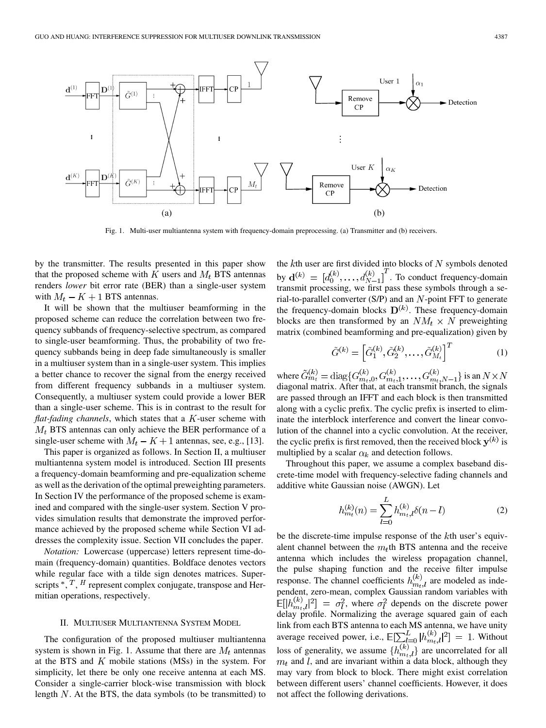Fig. 1. Multi-user multiantenna system with frequency-domain preprocessing. (a) Transmitter and (b) receivers.

by the transmitter. The results presented in this paper show that the proposed scheme with $K$ users and $M_t$ BTS antennas renders *lower* bit error rate (BER) than a single-user system with $M_t - K + 1$ BTS antennas.

It will be shown that the multiuser beamforming in the proposed scheme can reduce the correlation between two frequency subbands of frequency-selective spectrum, as compared to single-user beamforming. Thus, the probability of two frequency subbands being in deep fade simultaneously is smaller in a multiuser system than in a single-user system. This implies a better chance to recover the signal from the energy received from different frequency subbands in a multiuser system. Consequently, a multiuser system could provide a lower BER than a single-user scheme. This is in contrast to the result for *flat-fading channels*, which states that a $K$-user scheme with $M_t$ BTS antennas can only achieve the BER performance of a single-user scheme with $M_t - K + 1$ antennas, see, e.g., [13].

This paper is organized as follows. In Section II, a multiuser multiantenna system model is introduced. Section III presents a frequency-domain beamforming and pre-equalization scheme as well as the derivation of the optimal preweighting parameters. In Section IV the performance of the proposed scheme is examined and compared with the single-user system. Section V provides simulation results that demonstrate the improved performance achieved by the proposed scheme while Section VI addresses the complexity issue. Section VII concludes the paper.

*Notation:* Lowercase (uppercase) letters represent time-domain (frequency-domain) quantities. Boldface denotes vectors while regular face with a tilde sign denotes matrices. Superscripts $^*$, $^T$, $^H$ represent complex conjugate, transpose and Hermitian operations, respectively.

## II. Multiuser Multiantenna System Model

The configuration of the proposed multiuser multiantenna system is shown in Fig. 1. Assume that there are $M_t$ antennas at the BTS and $K$ mobile stations (MSs) in the system. For simplicity, let there be only one receive antenna at each MS. Consider a single-carrier block-wise transmission with block length $N$. At the BTS, the data symbols (to be transmitted) to the $k$th user are first divided into blocks of $N$ symbols denoted by $\mathbf{d}^{(k)} = \left[d_0^{(k)}, \ldots, d_{N-1}^{(k)}\right]^T$. To conduct frequency-domain transmit processing, we first pass these symbols through a serial-to-parallel converter (S/P) and an $N$-point FFT to generate the frequency-domain blocks $\mathbf{D}^{(k)}$. These frequency-domain blocks are then transformed by an $NM_t \times N$ preweighting matrix (combined beamforming and pre-equalization) given by

$$\tilde{G}^{(k)} = \left[\tilde{G}_1^{(k)}, \tilde{G}_2^{(k)}, \ldots, \tilde{G}_{M_t}^{(k)}\right]^T \quad (1)$$

where $\tilde{G}_{m_t}^{(k)} = \mathrm{diag}\{G_{m_t,0}^{(k)}, G_{m_t,1}^{(k)}, \ldots, G_{m_t,N-1}^{(k)}\}$ is an $N \times N$ diagonal matrix. After that, at each transmit branch, the signals are passed through an IFFT and each block is then transmitted along with a cyclic prefix. The cyclic prefix is inserted to eliminate the interblock interference and convert the linear convolution of the channel into a cyclic convolution. At the receiver, the cyclic prefix is first removed, then the received block $\mathbf{y}^{(k)}$ is multiplied by a scalar $\alpha_k$ and detection follows.

Throughout this paper, we assume a complex baseband discrete-time model with frequency-selective fading channels and additive white Gaussian noise (AWGN). Let

$$h_{m_t}^{(k)}(n) = \sum_{l=0}^{L} h_{m_t,l}^{(k)} \delta(n-l) \quad (2)$$

be the discrete-time impulse response of the $k$th user's equivalent channel between the $m_t$th BTS antenna and the receive antenna which includes the wireless propagation channel, the pulse shaping function and the receive filter impulse response. The channel coefficients $h_{m_t,l}^{(k)}$ are modeled as independent, zero-mean, complex Gaussian random variables with $\mathbb{E}[|h_{m_t,l}^{(k)}|^2] = \sigma_l^2$, where $\sigma_l^2$ depends on the discrete power delay profile. Normalizing the average squared gain of each link from each BTS antenna to each MS antenna, we have unity average received power, i.e., $\mathbb{E}[\sum_{l=0}^{L} |h_{m_t,l}^{(k)}|^2] = 1$. Without loss of generality, we assume $\{h_{m_t,l}^{(k)}\}$ are uncorrelated for all $m_t$ and $l$, and are invariant within a data block, although they may vary from block to block. There might exist correlation between different users' channel coefficients. However, it does not affect the following derivations.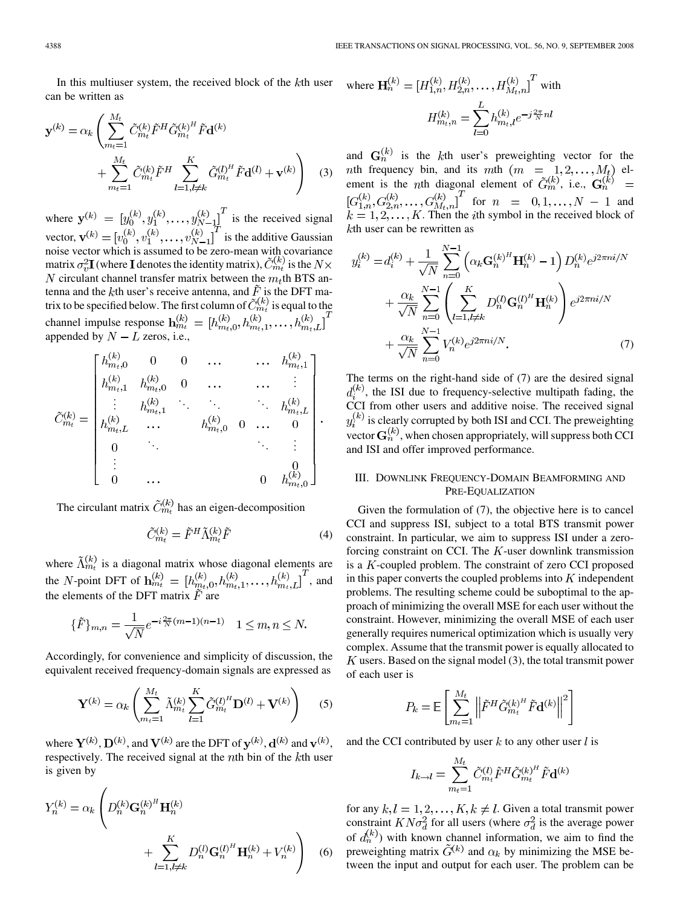In this multiuser system, the received block of the $k$th user can be written as

$$\mathbf{y}^{(k)} = \alpha_k \left( \sum_{m_t=1}^{M_t} \tilde{C}_{m_t}^{(k)} \tilde{F}^H \tilde{G}_{m_t}^{(k)^H} \tilde{F} \mathbf{d}^{(k)} + \sum_{m_t=1}^{M_t} \tilde{C}_{m_t}^{(k)} \tilde{F}^H \sum_{l=1, l \neq k}^{K} \tilde{G}_{m_t}^{(l)^H} \tilde{F} \mathbf{d}^{(l)} + \mathbf{v}^{(k)} \right) \quad (3)$$

where $\mathbf{y}^{(k)} = [y_0^{(k)}, y_1^{(k)}, \ldots, y_{N-1}^{(k)}]^T$ is the received signal vector, $\mathbf{v}^{(k)} = [v_0^{(k)}, v_1^{(k)}, \ldots, v_{N-1}^{(k)}]^T$ is the additive Gaussian noise vector which is assumed to be zero-mean with covariance matrix $\sigma_v^2 \mathbf{I}$ (where $\mathbf{I}$ denotes the identity matrix), $\tilde{C}_{m_t}^{(k)}$ is the $N \times N$ circulant channel transfer matrix between the $m_t$th BTS antenna and the $k$th user's receive antenna, and $\tilde{F}$ is the DFT matrix to be specified below. The first column of $\tilde{C}_{m_t}^{(k)}$ is equal to the channel impulse response $\mathbf{h}_{m_t}^{(k)} = [h_{m_t,0}^{(k)}, h_{m_t,1}^{(k)}, \ldots, h_{m_t,L}^{(k)}]^T$ appended by $N - L$ zeros, i.e.,

$$\tilde{C}_{m_t}^{(k)} = \begin{bmatrix} h_{m_t,0}^{(k)} & 0 & 0 & \cdots & & \cdots & h_{m_t,1}^{(k)} \\ h_{m_t,1}^{(k)} & h_{m_t,0}^{(k)} & 0 & \cdots & & \cdots & \vdots \\ \vdots & h_{m_t,1}^{(k)} & \ddots & \ddots & & \ddots & h_{m_t,L}^{(k)} \\ h_{m_t,L}^{(k)} & \cdots & & h_{m_t,0}^{(k)} & 0 & \cdots & 0 \\ 0 & \ddots & & & & \ddots & \vdots \\ \vdots & & & & & & 0 \\ 0 & \cdots & & & & 0 & h_{m_t,0}^{(k)} \end{bmatrix}.$$

The circulant matrix $\tilde{C}_{m_t}^{(k)}$ has an eigen-decomposition

$$\tilde{C}_{m_t}^{(k)} = \tilde{F}^H \tilde{\Lambda}_{m_t}^{(k)} \tilde{F} \quad (4)$$

where $\tilde{\Lambda}_{m_t}^{(k)}$ is a diagonal matrix whose diagonal elements are the $N$-point DFT of $\mathbf{h}_{m_t}^{(k)} = [h_{m_t,0}^{(k)}, h_{m_t,1}^{(k)}, \ldots, h_{m_t,L}^{(k)}]^T$, and the elements of the DFT matrix $\tilde{F}$ are

$$\{\tilde{F}\}_{m,n} = \frac{1}{\sqrt{N}} e^{-i\frac{2\pi}{N}(m-1)(n-1)} \quad 1 \leq m, n \leq N.$$

Accordingly, for convenience and simplicity of discussion, the equivalent received frequency-domain signals are expressed as

$$\mathbf{Y}^{(k)} = \alpha_k \left( \sum_{m_t=1}^{M_t} \tilde{\Lambda}_{m_t}^{(k)} \sum_{l=1}^{K} \tilde{G}_{m_t}^{(l)^H} \mathbf{D}^{(l)} + \mathbf{V}^{(k)} \right) \quad (5)$$

where $\mathbf{Y}^{(k)}$, $\mathbf{D}^{(k)}$, and $\mathbf{V}^{(k)}$ are the DFT of $\mathbf{y}^{(k)}$, $\mathbf{d}^{(k)}$ and $\mathbf{v}^{(k)}$, respectively. The received signal at the $n$th bin of the $k$th user is given by

$$Y_n^{(k)} = \alpha_k \left( D_n^{(k)} \mathbf{G}_n^{(k)^H} \mathbf{H}_n^{(k)} + \sum_{l=1, l \neq k}^{K} D_n^{(l)} \mathbf{G}_n^{(l)^H} \mathbf{H}_n^{(k)} + V_n^{(k)} \right) \quad (6)$$

where $\mathbf{H}_n^{(k)} = [H_{1,n}^{(k)}, H_{2,n}^{(k)}, \ldots, H_{M_t,n}^{(k)}]^T$ with

$$H_{m_t,n}^{(k)} = \sum_{l=0}^{L} h_{m_t,l}^{(k)} e^{-j\frac{2\pi}{N}nl}$$

and $\mathbf{G}_n^{(k)}$ is the $k$th user's preweighting vector for the $n$th frequency bin, and its $m$th $(m = 1, 2, \ldots, M_t)$ element is the $n$th diagonal element of $\tilde{G}_m^{(k)}$, i.e., $\mathbf{G}_n^{(k)} = [G_{1,n}^{(k)}, G_{2,n}^{(k)}, \ldots, G_{M_t,n}^{(k)}]^T$ for $n = 0, 1, \ldots, N-1$ and $k = 1, 2, \ldots, K$. Then the $i$th symbol in the received block of $k$th user can be rewritten as

$$y_i^{(k)} = d_i^{(k)} + \frac{1}{\sqrt{N}} \sum_{n=0}^{N-1} \left( \alpha_k \mathbf{G}_n^{(k)^H} \mathbf{H}_n^{(k)} - 1 \right) D_n^{(k)} e^{j2\pi ni/N} + \frac{\alpha_k}{\sqrt{N}} \sum_{n=0}^{N-1} \left( \sum_{l=1, l \neq k}^{K} D_n^{(l)} \mathbf{G}_n^{(l)^H} \mathbf{H}_n^{(k)} \right) e^{j2\pi ni/N} + \frac{\alpha_k}{\sqrt{N}} \sum_{n=0}^{N-1} V_n^{(k)} e^{j2\pi ni/N}. \quad (7)$$

The terms on the right-hand side of (7) are the desired signal $d_i^{(k)}$, the ISI due to frequency-selective multipath fading, the CCI from other users and additive noise. The received signal $y_i^{(k)}$ is clearly corrupted by both ISI and CCI. The preweighting vector $\mathbf{G}_n^{(k)}$, when chosen appropriately, will suppress both CCI and ISI and offer improved performance.

## III. Downlink Frequency-Domain Beamforming and Pre-Equalization

Given the formulation of (7), the objective here is to cancel CCI and suppress ISI, subject to a total BTS transmit power constraint. In particular, we aim to suppress ISI under a zero-forcing constraint on CCI. The $K$-user downlink transmission is a $K$-coupled problem. The constraint of zero CCI proposed in this paper converts the coupled problems into $K$ independent problems. The resulting scheme could be suboptimal to the approach of minimizing the overall MSE for each user without the constraint. However, minimizing the overall MSE of each user generally requires numerical optimization which is usually very complex. Assume that the transmit power is equally allocated to $K$ users. Based on the signal model (3), the total transmit power of each user is

$$P_k = \mathbb{E}\left[ \sum_{m_t=1}^{M_t} \left\| \tilde{F}^H \tilde{G}_{m_t}^{(k)^H} \tilde{F} \mathbf{d}^{(k)} \right\|^2 \right]$$

and the CCI contributed by user $k$ to any other user $l$ is

$$I_{k \to l} = \sum_{m_t=1}^{M_t} \tilde{C}_{m_t}^{(l)} \tilde{F}^H \tilde{G}_{m_t}^{(k)^H} \tilde{F} \mathbf{d}^{(k)}$$

for any $k, l = 1, 2, \ldots, K, k \neq l$. Given a total transmit power constraint $KN\sigma_d^2$ for all users (where $\sigma_d^2$ is the average power of $d_n^{(k)}$) with known channel information, we aim to find the preweighting matrix $\tilde{G}^{(k)}$ and $\alpha_k$ by minimizing the MSE between the input and output for each user. The problem can be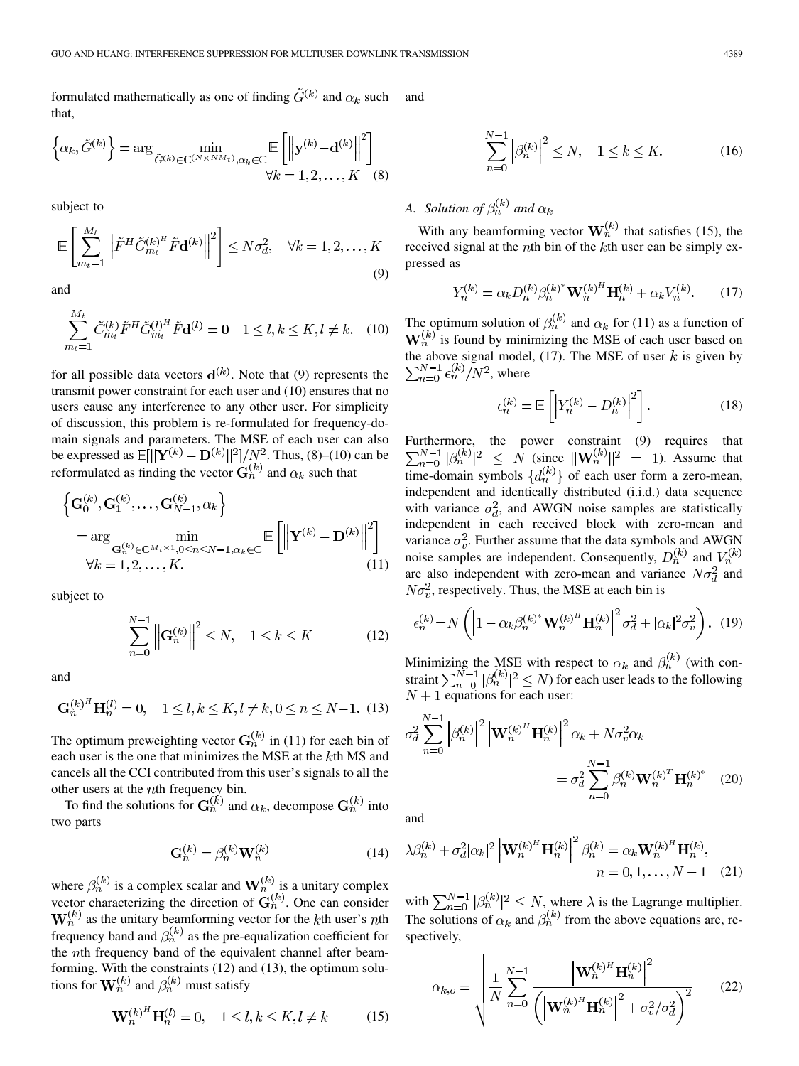formulated mathematically as one of finding $\tilde{G}^{(k)}$ and $\alpha_k$ such that,

$$\left\{\alpha_k, \tilde{G}^{(k)}\right\} = \arg \min_{\tilde{G}^{(k)} \in \mathbb{C}^{(N \times NM_t)}, \alpha_k \in \mathbb{C}} \mathbb{E}\left[\left\|\mathbf{y}^{(k)} - \mathbf{d}^{(k)}\right\|^2\right] \quad \forall k = 1, 2, \ldots, K \tag{8}$$

subject to

$$\mathbb{E}\left[\sum_{m_t=1}^{M_t} \left\|\tilde{F}^H \tilde{G}_{m_t}^{(k)^H} \tilde{F} \mathbf{d}^{(k)}\right\|^2\right] \leq N\sigma_d^2, \quad \forall k = 1, 2, \ldots, K \tag{9}$$

and

$$\sum_{m_t=1}^{M_t} \tilde{C}_{m_t}^{(k)} \tilde{F}^H \tilde{G}_{m_t}^{(l)^H} \tilde{F} \mathbf{d}^{(l)} = \mathbf{0} \quad 1 \leq l, k \leq K, l \neq k. \tag{10}$$

for all possible data vectors $\mathbf{d}^{(k)}$. Note that (9) represents the transmit power constraint for each user and (10) ensures that no users cause any interference to any other user. For simplicity of discussion, this problem is re-formulated for frequency-domain signals and parameters. The MSE of each user can also be expressed as $\mathbb{E}[\|\mathbf{Y}^{(k)} - \mathbf{D}^{(k)}\|^2]/N^2$. Thus, (8)–(10) can be reformulated as finding the vector $\mathbf{G}_n^{(k)}$ and $\alpha_k$ such that

$$\begin{aligned}\left\{\mathbf{G}_0^{(k)}, \mathbf{G}_1^{(k)}, \ldots, \mathbf{G}_{N-1}^{(k)}, \alpha_k\right\} &= \arg \min_{\mathbf{G}_n^{(k)} \in \mathbb{C}^{M_t \times 1}, 0 \leq n \leq N-1, \alpha_k \in \mathbb{C}} \mathbb{E}\left[\left\|\mathbf{Y}^{(k)} - \mathbf{D}^{(k)}\right\|^2\right] \\ &\forall k = 1, 2, \ldots, K.\end{aligned} \tag{11}$$

subject to

$$\sum_{n=0}^{N-1} \left\|\mathbf{G}_n^{(k)}\right\|^2 \leq N, \quad 1 \leq k \leq K \tag{12}$$

and

$$\mathbf{G}_n^{(k)^H} \mathbf{H}_n^{(l)} = 0, \quad 1 \leq l, k \leq K, l \neq k, 0 \leq n \leq N-1. \tag{13}$$

The optimum preweighting vector $\mathbf{G}_n^{(k)}$ in (11) for each bin of each user is the one that minimizes the MSE at the $k$th MS and cancels all the CCI contributed from this user's signals to all the other users at the $n$th frequency bin.

To find the solutions for $\mathbf{G}_n^{(k)}$ and $\alpha_k$, decompose $\mathbf{G}_n^{(k)}$ into two parts

$$\mathbf{G}_n^{(k)} = \beta_n^{(k)} \mathbf{W}_n^{(k)} \tag{14}$$

where $\beta_n^{(k)}$ is a complex scalar and $\mathbf{W}_n^{(k)}$ is a unitary complex vector characterizing the direction of $\mathbf{G}_n^{(k)}$. One can consider $\mathbf{W}_n^{(k)}$ as the unitary beamforming vector for the $k$th user's $n$th frequency band and $\beta_n^{(k)}$ as the pre-equalization coefficient for the $n$th frequency band of the equivalent channel after beamforming. With the constraints (12) and (13), the optimum solutions for $\mathbf{W}_n^{(k)}$ and $\beta_n^{(k)}$ must satisfy

$$\mathbf{W}_n^{(k)^H} \mathbf{H}_n^{(l)} = 0, \quad 1 \leq l, k \leq K, l \neq k \tag{15}$$

and

$$\sum_{n=0}^{N-1} \left|\beta_n^{(k)}\right|^2 \leq N, \quad 1 \leq k \leq K. \tag{16}$$

### A. Solution of $\beta_n^{(k)}$ and $\alpha_k$

With any beamforming vector $\mathbf{W}_n^{(k)}$ that satisfies (15), the received signal at the $n$th bin of the $k$th user can be simply expressed as

$$Y_n^{(k)} = \alpha_k D_n^{(k)} \beta_n^{(k)^*} \mathbf{W}_n^{(k)^H} \mathbf{H}_n^{(k)} + \alpha_k V_n^{(k)}. \tag{17}$$

The optimum solution of $\beta_n^{(k)}$ and $\alpha_k$ for (11) as a function of $\mathbf{W}_n^{(k)}$ is found by minimizing the MSE of each user based on the above signal model, (17). The MSE of user $k$ is given by $\sum_{n=0}^{N-1} \epsilon_n^{(k)}/N^2$, where

$$\epsilon_n^{(k)} = \mathbb{E}\left[\left|Y_n^{(k)} - D_n^{(k)}\right|^2\right]. \tag{18}$$

Furthermore, the power constraint (9) requires that $\sum_{n=0}^{N-1} |\beta_n^{(k)}|^2 \leq N$ (since $\|\mathbf{W}_n^{(k)}\|^2 = 1$). Assume that time-domain symbols $\{d_n^{(k)}\}$ of each user form a zero-mean, independent and identically distributed (i.i.d.) data sequence with variance $\sigma_d^2$, and AWGN noise samples are statistically independent in each received block with zero-mean and variance $\sigma_v^2$. Further assume that the data symbols and AWGN noise samples are independent. Consequently, $D_n^{(k)}$ and $V_n^{(k)}$ are also independent with zero-mean and variance $N\sigma_d^2$ and $N\sigma_v^2$, respectively. Thus, the MSE at each bin is

$$\epsilon_n^{(k)} = N\left(\left|1 - \alpha_k \beta_n^{(k)^*} \mathbf{W}_n^{(k)^H} \mathbf{H}_n^{(k)}\right|^2 \sigma_d^2 + |\alpha_k|^2 \sigma_v^2\right). \tag{19}$$

Minimizing the MSE with respect to $\alpha_k$ and $\beta_n^{(k)}$ (with constraint $\sum_{n=0}^{N-1} |\beta_n^{(k)}|^2 \leq N$) for each user leads to the following $N+1$ equations for each user:

$$\sigma_d^2 \sum_{n=0}^{N-1} \left|\beta_n^{(k)}\right|^2 \left|\mathbf{W}_n^{(k)^H} \mathbf{H}_n^{(k)}\right|^2 \alpha_k + N\sigma_v^2 \alpha_k = \sigma_d^2 \sum_{n=0}^{N-1} \beta_n^{(k)} \mathbf{W}_n^{(k)^T} \mathbf{H}_n^{(k)^*} \tag{20}$$

and

$$\lambda \beta_n^{(k)} + \sigma_d^2 |\alpha_k|^2 \left|\mathbf{W}_n^{(k)^H} \mathbf{H}_n^{(k)}\right|^2 \beta_n^{(k)} = \alpha_k \mathbf{W}_n^{(k)^H} \mathbf{H}_n^{(k)}, \quad n = 0, 1, \ldots, N-1 \tag{21}$$

with $\sum_{n=0}^{N-1} |\beta_n^{(k)}|^2 \leq N$, where $\lambda$ is the Lagrange multiplier. The solutions of $\alpha_k$ and $\beta_n^{(k)}$ from the above equations are, respectively,

$$\alpha_{k,o} = \sqrt{\frac{1}{N} \sum_{n=0}^{N-1} \frac{\left|\mathbf{W}_n^{(k)^H} \mathbf{H}_n^{(k)}\right|^2}{\left(\left|\mathbf{W}_n^{(k)^H} \mathbf{H}_n^{(k)}\right|^2 + \sigma_v^2/\sigma_d^2\right)^2}} \tag{22}$$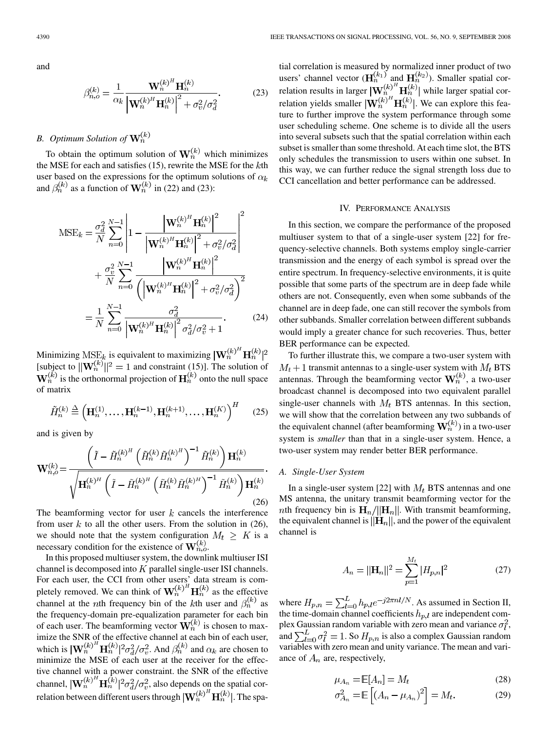and

$$\beta_{n,o}^{(k)} = \frac{1}{\alpha_k} \frac{\mathbf{W}_n^{(k)^H} \mathbf{H}_n^{(k)}}{\left|\mathbf{W}_n^{(k)H} \mathbf{H}_n^{(k)}\right|^2 + \sigma_v^2/\sigma_d^2}. \tag{23}$$

### B. Optimum Solution of $\mathbf{W}_n^{(k)}$

To obtain the optimum solution of $\mathbf{W}_n^{(k)}$ which minimizes the MSE for each and satisfies (15), rewrite the MSE for the $k$th user based on the expressions for the optimum solutions of $\alpha_k$ and $\beta_n^{(k)}$ as a function of $\mathbf{W}_n^{(k)}$ in (22) and (23):

$$\begin{aligned}
\mathrm{MSE}_k &= \frac{\sigma_d^2}{N} \sum_{n=0}^{N-1} \left| 1 - \frac{\left|\mathbf{W}_n^{(k)^H} \mathbf{H}_n^{(k)}\right|^2}{\left|\mathbf{W}_n^{(k)H} \mathbf{H}_n^{(k)}\right|^2 + \sigma_v^2/\sigma_d^2} \right|^2 \\
&\quad + \frac{\sigma_v^2}{N} \sum_{n=0}^{N-1} \frac{\left|\mathbf{W}_n^{(k)^H} \mathbf{H}_n^{(k)}\right|^2}{\left(\left|\mathbf{W}_n^{(k)H} \mathbf{H}_n^{(k)}\right|^2 + \sigma_v^2/\sigma_d^2\right)^2} \\
&= \frac{1}{N} \sum_{n=0}^{N-1} \frac{\sigma_d^2}{\left|\mathbf{W}_n^{(k)H} \mathbf{H}_n^{(k)}\right|^2 \sigma_d^2/\sigma_v^2 + 1}.
\end{aligned} \tag{24}$$

Minimizing $\mathrm{MSE}_k$ is equivalent to maximizing $|\mathbf{W}_n^{(k)^H} \mathbf{H}_n^{(k)}|^2$ [subject to $||\mathbf{W}_n^{(k)}||^2 = 1$ and constraint (15)]. The solution of $\mathbf{W}_n^{(k)}$ is the orthonormal projection of $\mathbf{H}_n^{(k)}$ onto the null space of matrix

$$\tilde{H}_n^{(k)} \triangleq \left(\mathbf{H}_n^{(1)}, \ldots, \mathbf{H}_n^{(k-1)}, \mathbf{H}_n^{(k+1)}, \ldots, \mathbf{H}_n^{(K)}\right)^H \tag{25}$$

and is given by

$$\mathbf{W}_{n,o}^{(k)} = \frac{\left(\tilde{I} - \tilde{H}_n^{(k)^H} \left(\tilde{H}_n^{(k)} \tilde{H}_n^{(k)^H}\right)^{-1} \tilde{H}_n^{(k)}\right) \mathbf{H}_n^{(k)}}{\sqrt{\mathbf{H}_n^{(k)^H} \left(\tilde{I} - \tilde{H}_n^{(k)^H} \left(\tilde{H}_n^{(k)} \tilde{H}_n^{(k)^H}\right)^{-1} \tilde{H}_n^{(k)}\right) \mathbf{H}_n^{(k)}}}. \tag{26}$$

The beamforming vector for user $k$ cancels the interference from user $k$ to all the other users. From the solution in (26), we should note that the system configuration $M_t \geq K$ is a necessary condition for the existence of $\mathbf{W}_{n,o}^{(k)}$.

In this proposed multiuser system, the downlink multiuser ISI channel is decomposed into $K$ parallel single-user ISI channels. For each user, the CCI from other users' data stream is completely removed. We can think of $\mathbf{W}_n^{(k)^H} \mathbf{H}_n^{(k)}$ as the effective channel at the $n$th frequency bin of the $k$th user and $\beta_n^{(k)}$ as the frequency-domain pre-equalization parameter for each bin of each user. The beamforming vector $\mathbf{W}_n^{(k)}$ is chosen to maximize the SNR of the effective channel at each bin of each user, which is $|\mathbf{W}_n^{(k)^H} \mathbf{H}_n^{(k)}|^2 \sigma_d^2/\sigma_v^2$. And $\beta_n^{(k)}$ and $\alpha_k$ are chosen to minimize the MSE of each user at the receiver for the effective channel with a power constraint. the SNR of the effective channel, $|\mathbf{W}_n^{(k)^H} \mathbf{H}_n^{(k)}|^2 \sigma_d^2/\sigma_v^2$, also depends on the spatial correlation between different users through $|\mathbf{W}_n^{(k)^H} \mathbf{H}_n^{(k)}|$. The spatial correlation is measured by normalized inner product of two users' channel vector ($\mathbf{H}_n^{(k_1)}$ and $\mathbf{H}_n^{(k_2)}$). Smaller spatial correlation results in larger $|\mathbf{W}_n^{(k)^H} \mathbf{H}_n^{(k)}|$ while larger spatial correlation yields smaller $|\mathbf{W}_n^{(k)^H} \mathbf{H}_n^{(k)}|$. We can explore this feature to further improve the system performance through some user scheduling scheme. One scheme is to divide all the users into several subsets such that the spatial correlation within each subset is smaller than some threshold. At each time slot, the BTS only schedules the transmission to users within one subset. In this way, we can further reduce the signal strength loss due to CCI cancellation and better performance can be addressed.

## IV. Performance Analysis

In this section, we compare the performance of the proposed multiuser system to that of a single-user system [22] for frequency-selective channels. Both systems employ single-carrier transmission and the energy of each symbol is spread over the entire spectrum. In frequency-selective environments, it is quite possible that some parts of the spectrum are in deep fade while others are not. Consequently, even when some subbands of the channel are in deep fade, one can still recover the symbols from other subbands. Smaller correlation between different subbands would imply a greater chance for such recoveries. Thus, better BER performance can be expected.

To further illustrate this, we compare a two-user system with $M_t + 1$ transmit antennas to a single-user system with $M_t$ BTS antennas. Through the beamforming vector $\mathbf{W}_n^{(k)}$, a two-user broadcast channel is decomposed into two equivalent parallel single-user channels with $M_t$ BTS antennas. In this section, we will show that the correlation between any two subbands of the equivalent channel (after beamforming $\mathbf{W}_n^{(k)}$) in a two-user system is *smaller* than that in a single-user system. Hence, a two-user system may render better BER performance.

### A. Single-User System

In a single-user system [22] with $M_t$ BTS antennas and one MS antenna, the unitary transmit beamforming vector for the $n$th frequency bin is $\mathbf{H}_n/||\mathbf{H}_n||$. With transmit beamforming, the equivalent channel is $||\mathbf{H}_n||$, and the power of the equivalent channel is

$$A_n = ||\mathbf{H}_n||^2 = \sum_{p=1}^{M_t} |H_{p,n}|^2 \tag{27}$$

where $H_{p,n} = \sum_{l=0}^{L} h_{p,l} e^{-j2\pi nl/N}$. As assumed in Section II, the time-domain channel coefficients $h_{p,l}$ are independent complex Gaussian random variable with zero mean and variance $\sigma_l^2$, and $\sum_{l=0}^{L} \sigma_l^2 = 1$. So $H_{p,n}$ is also a complex Gaussian random variables with zero mean and unity variance. The mean and variance of $A_n$ are, respectively,

$$\mu_{A_n} = \mathbb{E}[A_n] = M_t \tag{28}$$

$$\sigma_{A_n}^2 = \mathbb{E}\left[(A_n - \mu_{A_n})^2\right] = M_t. \tag{29}$$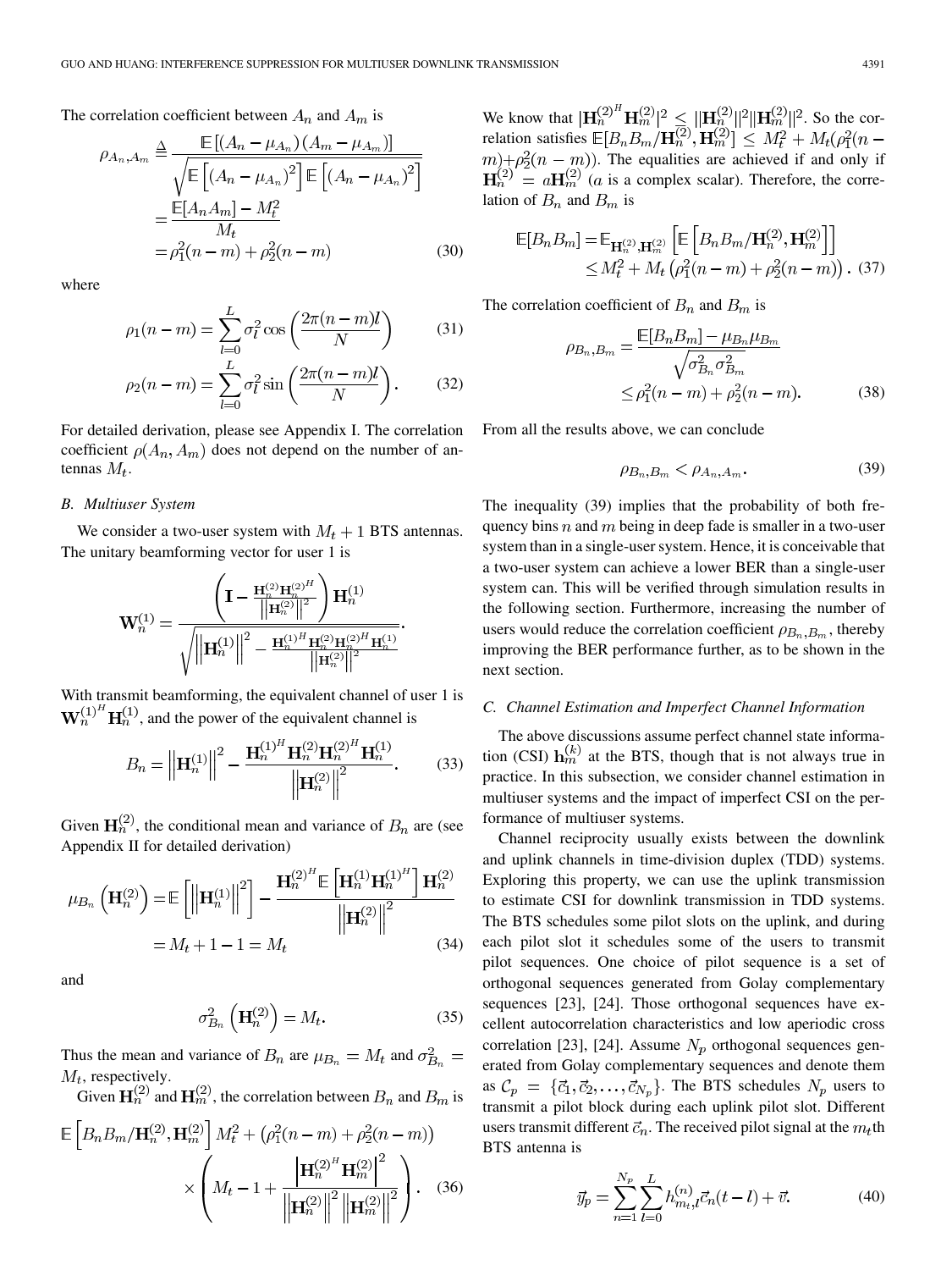The correlation coefficient between $A_n$ and $A_m$ is

$$
\begin{aligned}
\rho_{A_n,A_m} &\triangleq \frac{\mathbb{E}\left[(A_n-\mu_{A_n})(A_m-\mu_{A_m})\right]}{\sqrt{\mathbb{E}\left[(A_n-\mu_{A_n})^2\right]\mathbb{E}\left[(A_n-\mu_{A_n})^2\right]}} \\
&= \frac{\mathbb{E}[A_nA_m]-M_t^2}{M_t} \\
&= \rho_1^2(n-m)+\rho_2^2(n-m)
\end{aligned}
\tag{30}
$$

where

$$
\rho_1(n-m)=\sum_{l=0}^{L}\sigma_l^2\cos\left(\frac{2\pi(n-m)l}{N}\right) \tag{31}
$$

$$
\rho_2(n-m)=\sum_{l=0}^{L}\sigma_l^2\sin\left(\frac{2\pi(n-m)l}{N}\right). \tag{32}
$$

For detailed derivation, please see Appendix I. The correlation coefficient $\rho(A_n,A_m)$ does not depend on the number of antennas $M_t$.

### B. Multiuser System

We consider a two-user system with $M_t+1$ BTS antennas. The unitary beamforming vector for user 1 is

$$
\mathbf{W}_n^{(1)}=\frac{\left(\mathbf{I}-\frac{\mathbf{H}_n^{(2)}\mathbf{H}_n^{(2)^H}}{\left\|\mathbf{H}_n^{(2)}\right\|^2}\right)\mathbf{H}_n^{(1)}}{\sqrt{\left\|\mathbf{H}_n^{(1)}\right\|^2-\frac{\mathbf{H}_n^{(1)^H}\mathbf{H}_n^{(2)}\mathbf{H}_n^{(2)^H}\mathbf{H}_n^{(1)}}{\left\|\mathbf{H}_n^{(2)}\right\|^2}}}.
$$

With transmit beamforming, the equivalent channel of user 1 is $\mathbf{W}_n^{(1)^H}\mathbf{H}_n^{(1)}$, and the power of the equivalent channel is

$$
B_n=\left\|\mathbf{H}_n^{(1)}\right\|^2-\frac{\mathbf{H}_n^{(1)^H}\mathbf{H}_n^{(2)}\mathbf{H}_n^{(2)^H}\mathbf{H}_n^{(1)}}{\left\|\mathbf{H}_n^{(2)}\right\|^2}. \tag{33}
$$

Given $\mathbf{H}_n^{(2)}$, the conditional mean and variance of $B_n$ are (see Appendix II for detailed derivation)

$$
\begin{aligned}
\mu_{B_n}\left(\mathbf{H}_n^{(2)}\right) &= \mathbb{E}\left[\left\|\mathbf{H}_n^{(1)}\right\|^2\right]-\frac{\mathbf{H}_n^{(2)^H}\mathbb{E}\left[\mathbf{H}_n^{(1)}\mathbf{H}_n^{(1)^H}\right]\mathbf{H}_n^{(2)}}{\left\|\mathbf{H}_n^{(2)}\right\|^2} \\
&= M_t+1-1=M_t
\end{aligned}
\tag{34}
$$

and

$$
\sigma_{B_n}^2\left(\mathbf{H}_n^{(2)}\right)=M_t. \tag{35}
$$

Thus the mean and variance of $B_n$ are $\mu_{B_n}=M_t$ and $\sigma_{B_n}^2=M_t$, respectively.

Given $\mathbf{H}_n^{(2)}$ and $\mathbf{H}_m^{(2)}$, the correlation between $B_n$ and $B_m$ is

$$
\mathbb{E}\left[B_nB_m/\mathbf{H}_n^{(2)},\mathbf{H}_m^{(2)}\right]M_t^2+\left(\rho_1^2(n-m)+\rho_2^2(n-m)\right) \times\left(M_t-1+\frac{\left|\mathbf{H}_n^{(2)^H}\mathbf{H}_m^{(2)}\right|^2}{\left\|\mathbf{H}_n^{(2)}\right\|^2\left\|\mathbf{H}_m^{(2)}\right\|^2}\right). \tag{36}
$$

We know that $|\mathbf{H}_n^{(2)^H}\mathbf{H}_m^{(2)}|^2\leq\|\mathbf{H}_n^{(2)}\|^2\|\mathbf{H}_m^{(2)}\|^2$. So the correlation satisfies $\mathbb{E}[B_nB_m/\mathbf{H}_n^{(2)},\mathbf{H}_m^{(2)}]\leq M_t^2+M_t(\rho_1^2(n-m)+\rho_2^2(n-m))$. The equalities are achieved if and only if $\mathbf{H}_n^{(2)}=a\mathbf{H}_m^{(2)}$ ($a$ is a complex scalar). Therefore, the correlation of $B_n$ and $B_m$ is

$$
\begin{aligned}
\mathbb{E}[B_nB_m] &= \mathbb{E}_{\mathbf{H}_n^{(2)},\mathbf{H}_m^{(2)}}\left[\mathbb{E}\left[B_nB_m/\mathbf{H}_n^{(2)},\mathbf{H}_m^{(2)}\right]\right] \\
&\leq M_t^2+M_t\left(\rho_1^2(n-m)+\rho_2^2(n-m)\right).
\end{aligned}
\tag{37}
$$

The correlation coefficient of $B_n$ and $B_m$ is

$$
\begin{aligned}
\rho_{B_n,B_m} &= \frac{\mathbb{E}[B_nB_m]-\mu_{B_n}\mu_{B_m}}{\sqrt{\sigma_{B_n}^2\sigma_{B_m}^2}} \\
&\leq \rho_1^2(n-m)+\rho_2^2(n-m).
\end{aligned}
\tag{38}
$$

From all the results above, we can conclude

$$
\rho_{B_n,B_m}<\rho_{A_n,A_m}. \tag{39}
$$

The inequality (39) implies that the probability of both frequency bins $n$ and $m$ being in deep fade is smaller in a two-user system than in a single-user system. Hence, it is conceivable that a two-user system can achieve a lower BER than a single-user system can. This will be verified through simulation results in the following section. Furthermore, increasing the number of users would reduce the correlation coefficient $\rho_{B_n,B_m}$, thereby improving the BER performance further, as to be shown in the next section.

### C. Channel Estimation and Imperfect Channel Information

The above discussions assume perfect channel state information (CSI) $\mathbf{h}_m^{(k)}$ at the BTS, though that is not always true in practice. In this subsection, we consider channel estimation in multiuser systems and the impact of imperfect CSI on the performance of multiuser systems.

Channel reciprocity usually exists between the downlink and uplink channels in time-division duplex (TDD) systems. Exploring this property, we can use the uplink transmission to estimate CSI for downlink transmission in TDD systems. The BTS schedules some pilot slots on the uplink, and during each pilot slot it schedules some of the users to transmit pilot sequences. One choice of pilot sequence is a set of orthogonal sequences generated from Golay complementary sequences [23], [24]. Those orthogonal sequences have excellent autocorrelation characteristics and low aperiodic cross correlation [23], [24]. Assume $N_p$ orthogonal sequences generated from Golay complementary sequences and denote them as $\mathcal{C}_p=\{\vec{c}_1,\vec{c}_2,\ldots,\vec{c}_{N_p}\}$. The BTS schedules $N_p$ users to transmit a pilot block during each uplink pilot slot. Different users transmit different $\vec{c}_n$. The received pilot signal at the $m_t$th BTS antenna is

$$
\vec{y}_p=\sum_{n=1}^{N_p}\sum_{l=0}^{L}h_{m_t,l}^{(n)}\vec{c}_n(t-l)+\vec{v}. \tag{40}
$$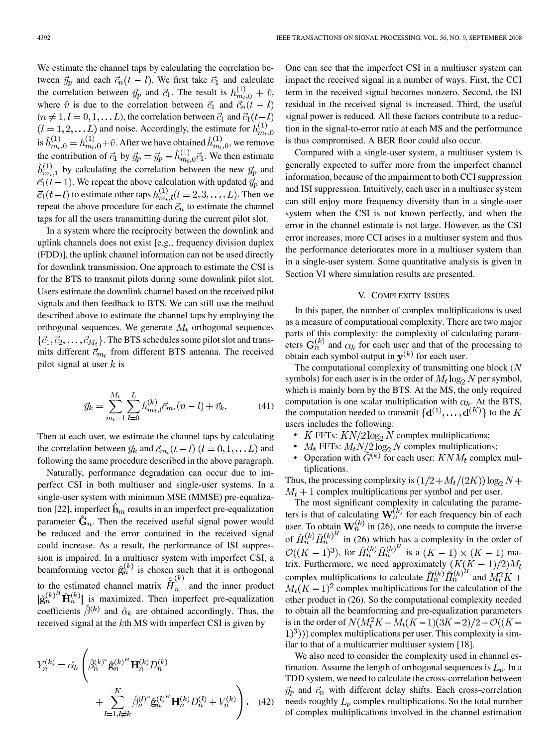We estimate the channel taps by calculating the correlation between $\vec{y}_p$ and each $\vec{c}_n(t-l)$. We first take $\vec{c}_1$ and calculate the correlation between $\vec{y}_p$ and $\vec{c}_1$. The result is $h^{(1)}_{m_t,0} + \hat{v}$, where $\hat{v}$ is due to the correlation between $\vec{c}_1$ and $\vec{c}_n(t-l)$ $(n \neq 1, l = 0, 1, \ldots L)$, the correlation between $\vec{c}_1$ and $\vec{c}_1(t-l)$ $(l = 1, 2, \ldots L)$ and noise. Accordingly, the estimate for $h^{(1)}_{m_t,0}$ is $\hat{h}^{(1)}_{m_t,0} = h^{(1)}_{m_t,0} + \hat{v}$. After we have obtained $\hat{h}^{(1)}_{m_t,0}$, we remove the contribution of $\vec{c}_1$ by $\vec{y}_p = \vec{y}_p - \hat{h}^{(1)}_{m_t,0}\vec{c}_1$. We then estimate $\hat{h}^{(1)}_{m_t,1}$ by calculating the correlation between the new $\vec{y}_p$ and $\vec{c}_1(t-1)$. We repeat the above calculation with updated $\vec{y}_p$ and $\vec{c}_1(t-l)$ to estimate other taps $h^{(1)}_{m_t,l}(l = 2, 3, \ldots, L)$. Then we repeat the above procedure for each $\vec{c}_n$ to estimate the channel taps for all the users transmitting during the current pilot slot.

In a system where the reciprocity between the downlink and uplink channels does not exist [e.g., frequency division duplex (FDD)], the uplink channel information can not be used directly for downlink transmission. One approach to estimate the CSI is for the BTS to transmit pilots during some downlink pilot slot. Users estimate the downlink channel based on the received pilot signals and then feedback to BTS. We can still use the method described above to estimate the channel taps by employing the orthogonal sequences. We generate $M_t$ orthogonal sequences $\{\vec{c}_1, \vec{c}_2, \ldots, \vec{c}_{M_t}\}$. The BTS schedules some pilot slot and transmits different $\vec{c}_{m_t}$ from different BTS antenna. The received pilot signal at user $k$ is

$$\vec{y}_k = \sum_{m_t=1}^{M_t} \sum_{l=0}^{L} h^{(k)}_{m_t,l} \vec{c}_{m_t}(n-l) + \vec{v}_k. \tag{41}$$

Then at each user, we estimate the channel taps by calculating the correlation between $\vec{y}_k$ and $\vec{c}_{m_t}(t-l)$ $(l = 0, 1, \ldots L)$ and following the same procedure described in the above paragraph.

Naturally, performance degradation can occur due to imperfect CSI in both multiuser and single-user systems. In a single-user system with minimum MSE (MMSE) pre-equalization [22], imperfect $\hat{\mathbf{h}}_m$ results in an imperfect pre-equalization parameter $\hat{\mathbf{G}}_n$. Then the received useful signal power would be reduced and the error contained in the received signal could increase. As a result, the performance of ISI suppression is impaired. In a multiuser system with imperfect CSI, a beamforming vector $\hat{\mathbf{g}}^{(k)}_n$ is chosen such that it is orthogonal to the estimated channel matrix $\hat{\tilde{H}}^{(k)}_n$ and the inner product $|\hat{\mathbf{g}}^{(k)^H}_n \hat{\mathbf{H}}^{(k)}_n|$ is maximized. Then imperfect pre-equalization coefficients $\hat{\beta}^{(k)}$ and $\hat{\alpha}_k$ are obtained accordingly. Thus, the received signal at the $k$th MS with imperfect CSI is given by

$$Y^{(k)}_n = \hat{\alpha}_k \left( \hat{\beta}^{(k)^*}_n \hat{\mathbf{g}}^{(k)^H}_n \mathbf{H}^{(k)}_n D^{(k)}_n + \sum_{l=1, l\neq k}^{K} \hat{\beta}^{(l)^*}_n \hat{\mathbf{g}}^{(l)^H}_n \mathbf{H}^{(k)}_n D^{(l)}_n + V^{(k)}_n \right). \tag{42}$$

One can see that the imperfect CSI in a multiuser system can impact the received signal in a number of ways. First, the CCI term in the received signal becomes nonzero. Second, the ISI residual in the received signal is increased. Third, the useful signal power is reduced. All these factors contribute to a reduction in the signal-to-error ratio at each MS and the performance is thus compromised. A BER floor could also occur.

Compared with a single-user system, a multiuser system is generally expected to suffer more from the imperfect channel information, because of the impairment to both CCI suppression and ISI suppression. Intuitively, each user in a multiuser system can still enjoy more frequency diversity than in a single-user system when the CSI is not known perfectly, and when the error in the channel estimate is not large. However, as the CSI error increases, more CCI arises in a multiuser system and thus the performance deteriorates more in a multiuser system than in a single-user system. Some quantitative analysis is given in Section VI where simulation results are presented.

## V. Complexity Issues

In this paper, the number of complex multiplications is used as a measure of computational complexity. There are two major parts of this complexity: the complexity of calculating parameters $\mathbf{G}^{(k)}_n$ and $\alpha_k$ for each user and that of the processing to obtain each symbol output in $\mathbf{y}^{(k)}$ for each user.

The computational complexity of transmitting one block ($N$ symbols) for each user is in the order of $M_t \log_2 N$ per symbol, which is mainly born by the BTS. At the MS, the only required computation is one scalar multiplication with $\alpha_k$. At the BTS, the computation needed to transmit $\{\mathbf{d}^{(1)}, \ldots, \mathbf{d}^{(K)}\}$ to the $K$ users includes the following:

- $K$ FFTs: $KN/2\log_2 N$ complex multiplications;
- $M_t$ FFTs: $M_t N/2\log_2 N$ complex multiplications;
- Operation with $\hat{G}^{(k)}$ for each user: $KNM_t$ complex multiplications.

Thus, the processing complexity is $(1/2 + M_t/(2K))\log_2 N + M_t + 1$ complex multiplications per symbol and per user.

The most significant complexity in calculating the parameters is that of calculating $\mathbf{W}^{(k)}_n$ for each frequency bin of each user. To obtain $\mathbf{W}^{(k)}_n$ in (26), one needs to compute the inverse of $\tilde{H}^{(k)}_n \tilde{H}^{(k)^H}_n$ in (26) which has a complexity in the order of $\mathcal{O}((K-1)^3)$, for $\tilde{H}^{(k)}_n \tilde{H}^{(k)^H}_n$ is a $(K-1) \times (K-1)$ matrix. Furthermore, we need approximately $(K(K-1)/2)M_t$ complex multiplications to calculate $\tilde{H}^{(k)}_n \tilde{H}^{(k)^H}_n$ and $M_t^2 K + M_t(K-1)^2$ complex multiplications for the calculation of the other product in (26). So the computational complexity needed to obtain all the beamforming and pre-equalization parameters is in the order of $N(M_t^2 K + M_t(K-1)(3K-2)/2 + \mathcal{O}((K-1)^3)))$ complex multiplications per user. This complexity is similar to that of a multicarrier multiuser system [18].

We also need to consider the complexity used in channel estimation. Assume the length of orthogonal sequences is $L_p$. In a TDD system, we need to calculate the cross-correlation between $\vec{y}_p$ and $\vec{c}_n$ with different delay shifts. Each cross-correlation needs roughly $L_p$ complex multiplications. So the total number of complex multiplications involved in the channel estimation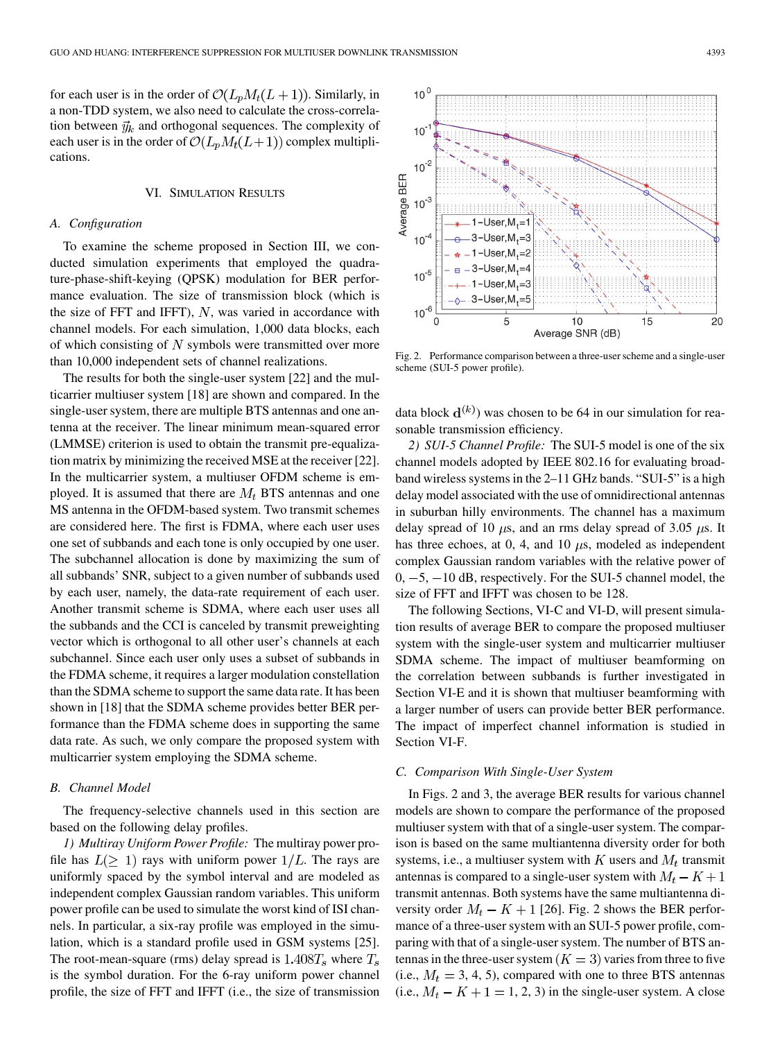for each user is in the order of $\mathcal{O}(L_p M_t (L+1))$. Similarly, in a non-TDD system, we also need to calculate the cross-correlation between $\vec{y}_k$ and orthogonal sequences. The complexity of each user is in the order of $\mathcal{O}(L_p M_t (L+1))$ complex multiplications.

## VI. Simulation Results

### A. Configuration

To examine the scheme proposed in Section III, we conducted simulation experiments that employed the quadrature-phase-shift-keying (QPSK) modulation for BER performance evaluation. The size of transmission block (which is the size of FFT and IFFT), $N$, was varied in accordance with channel models. For each simulation, 1,000 data blocks, each of which consisting of $N$ symbols were transmitted over more than 10,000 independent sets of channel realizations.

The results for both the single-user system [22] and the multicarrier multiuser system [18] are shown and compared. In the single-user system, there are multiple BTS antennas and one antenna at the receiver. The linear minimum mean-squared error (LMMSE) criterion is used to obtain the transmit pre-equalization matrix by minimizing the received MSE at the receiver [22]. In the multicarrier system, a multiuser OFDM scheme is employed. It is assumed that there are $M_t$ BTS antennas and one MS antenna in the OFDM-based system. Two transmit schemes are considered here. The first is FDMA, where each user uses one set of subbands and each tone is only occupied by one user. The subchannel allocation is done by maximizing the sum of all subbands' SNR, subject to a given number of subbands used by each user, namely, the data-rate requirement of each user. Another transmit scheme is SDMA, where each user uses all the subbands and the CCI is canceled by transmit preweighting vector which is orthogonal to all other user's channels at each subchannel. Since each user only uses a subset of subbands in the FDMA scheme, it requires a larger modulation constellation than the SDMA scheme to support the same data rate. It has been shown in [18] that the SDMA scheme provides better BER performance than the FDMA scheme does in supporting the same data rate. As such, we only compare the proposed system with multicarrier system employing the SDMA scheme.

### B. Channel Model

The frequency-selective channels used in this section are based on the following delay profiles.

*1) Multiray Uniform Power Profile:* The multiray power profile has $L(\geq 1)$ rays with uniform power $1/L$. The rays are uniformly spaced by the symbol interval and are modeled as independent complex Gaussian random variables. This uniform power profile can be used to simulate the worst kind of ISI channels. In particular, a six-ray profile was employed in the simulation, which is a standard profile used in GSM systems [25]. The root-mean-square (rms) delay spread is $1.408T_s$ where $T_s$ is the symbol duration. For the 6-ray uniform power channel profile, the size of FFT and IFFT (i.e., the size of transmission data block $\mathbf{d}^{(k)}$) was chosen to be 64 in our simulation for reasonable transmission efficiency.

*2) SUI-5 Channel Profile:* The SUI-5 model is one of the six channel models adopted by IEEE 802.16 for evaluating broadband wireless systems in the 2–11 GHz bands. "SUI-5" is a high delay model associated with the use of omnidirectional antennas in suburban hilly environments. The channel has a maximum delay spread of 10 $\mu$s, and an rms delay spread of 3.05 $\mu$s. It has three echoes, at 0, 4, and 10 $\mu$s, modeled as independent complex Gaussian random variables with the relative power of 0, −5, −10 dB, respectively. For the SUI-5 channel model, the size of FFT and IFFT was chosen to be 128.

The following Sections, VI-C and VI-D, will present simulation results of average BER to compare the proposed multiuser system with the single-user system and multicarrier multiuser SDMA scheme. The impact of multiuser beamforming on the correlation between subbands is further investigated in Section VI-E and it is shown that multiuser beamforming with a larger number of users can provide better BER performance. The impact of imperfect channel information is studied in Section VI-F.

Fig. 2. Performance comparison between a three-user scheme and a single-user scheme (SUI-5 power profile).

### C. Comparison With Single-User System

In Figs. 2 and 3, the average BER results for various channel models are shown to compare the performance of the proposed multiuser system with that of a single-user system. The comparison is based on the same multiantenna diversity order for both systems, i.e., a multiuser system with $K$ users and $M_t$ transmit antennas is compared to a single-user system with $M_t - K + 1$ transmit antennas. Both systems have the same multiantenna diversity order $M_t - K + 1$ [26]. Fig. 2 shows the BER performance of a three-user system with an SUI-5 power profile, comparing with that of a single-user system. The number of BTS antennas in the three-user system $(K = 3)$ varies from three to five (i.e., $M_t = 3, 4, 5$), compared with one to three BTS antennas (i.e., $M_t - K + 1 = 1, 2, 3$) in the single-user system. A close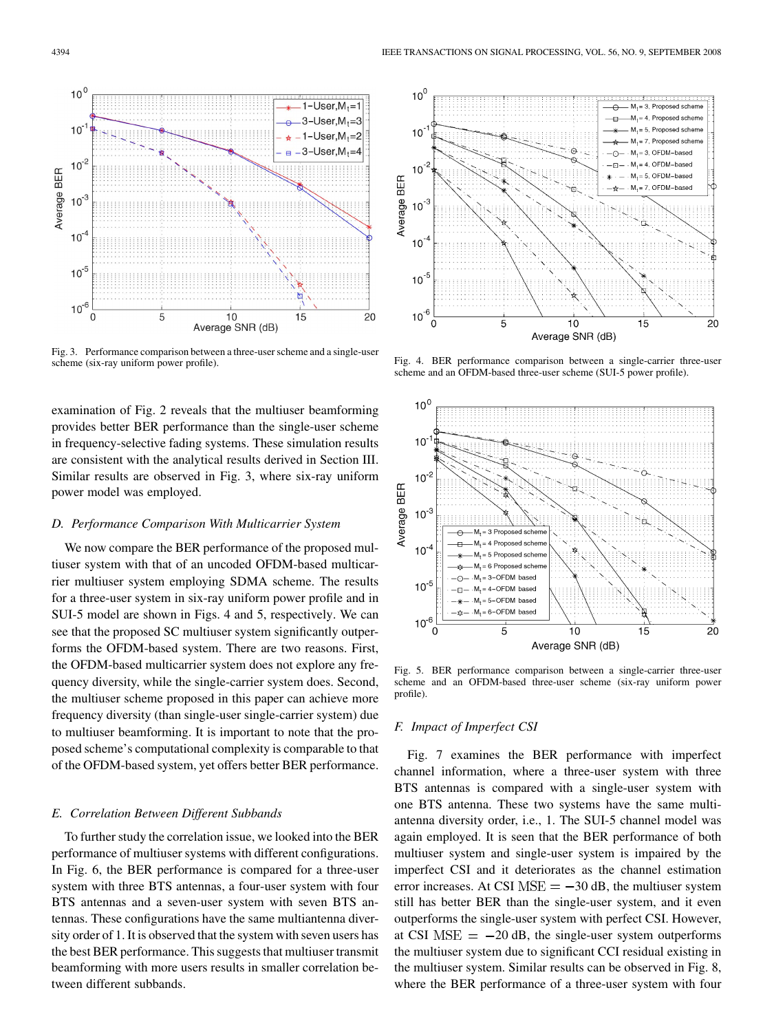Fig. 3. Performance comparison between a three-user scheme and a single-user scheme (six-ray uniform power profile).

Fig. 4. BER performance comparison between a single-carrier three-user scheme and an OFDM-based three-user scheme (SUI-5 power profile).

Fig. 5. BER performance comparison between a single-carrier three-user scheme and an OFDM-based three-user scheme (six-ray uniform power profile).

examination of Fig. 2 reveals that the multiuser beamforming provides better BER performance than the single-user scheme in frequency-selective fading systems. These simulation results are consistent with the analytical results derived in Section III. Similar results are observed in Fig. 3, where six-ray uniform power model was employed.

### *D. Performance Comparison With Multicarrier System*

We now compare the BER performance of the proposed multiuser system with that of an uncoded OFDM-based multicarrier multiuser system employing SDMA scheme. The results for a three-user system in six-ray uniform power profile and in SUI-5 model are shown in Figs. 4 and 5, respectively. We can see that the proposed SC multiuser system significantly outperforms the OFDM-based system. There are two reasons. First, the OFDM-based multicarrier system does not explore any frequency diversity, while the single-carrier system does. Second, the multiuser scheme proposed in this paper can achieve more frequency diversity (than single-user single-carrier system) due to multiuser beamforming. It is important to note that the proposed scheme's computational complexity is comparable to that of the OFDM-based system, yet offers better BER performance.

### *E. Correlation Between Different Subbands*

To further study the correlation issue, we looked into the BER performance of multiuser systems with different configurations. In Fig. 6, the BER performance is compared for a three-user system with three BTS antennas, a four-user system with four BTS antennas and a seven-user system with seven BTS antennas. These configurations have the same multiantenna diversity order of 1. It is observed that the system with seven users has the best BER performance. This suggests that multiuser transmit beamforming with more users results in smaller correlation between different subbands.

### *F. Impact of Imperfect CSI*

Fig. 7 examines the BER performance with imperfect channel information, where a three-user system with three BTS antennas is compared with a single-user system with one BTS antenna. These two systems have the same multiantenna diversity order, i.e., 1. The SUI-5 channel model was again employed. It is seen that the BER performance of both multiuser system and single-user system is impaired by the imperfect CSI and it deteriorates as the channel estimation error increases. At CSI $\mathrm{MSE} = -30$ dB, the multiuser system still has better BER than the single-user system, and it even outperforms the single-user system with perfect CSI. However, at CSI $\mathrm{MSE} = -20$ dB, the single-user system outperforms the multiuser system due to significant CCI residual existing in the multiuser system. Similar results can be observed in Fig. 8, where the BER performance of a three-user system with four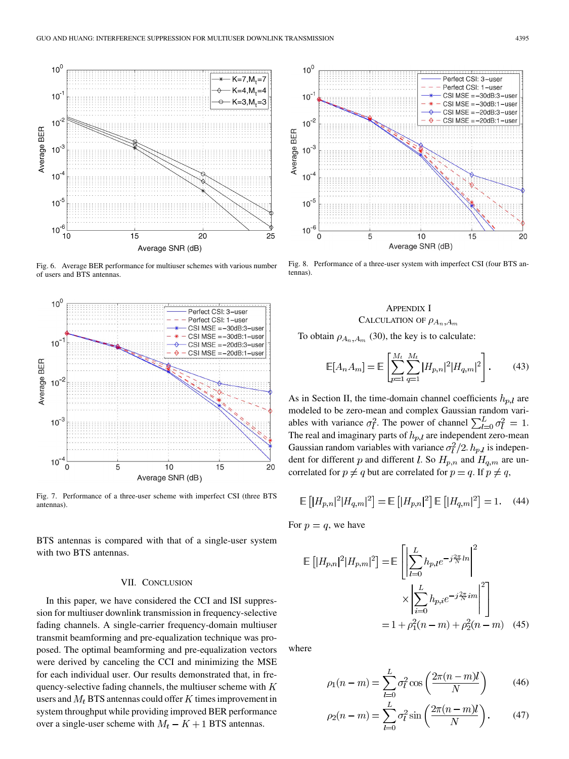Fig. 6. Average BER performance for multiuser schemes with various number of users and BTS antennas.

Fig. 8. Performance of a three-user system with imperfect CSI (four BTS antennas).

Fig. 7. Performance of a three-user scheme with imperfect CSI (three BTS antennas).

BTS antennas is compared with that of a single-user system with two BTS antennas.

## VII. Conclusion

In this paper, we have considered the CCI and ISI suppression for multiuser downlink transmission in frequency-selective fading channels. A single-carrier frequency-domain multiuser transmit beamforming and pre-equalization technique was proposed. The optimal beamforming and pre-equalization vectors were derived by canceling the CCI and minimizing the MSE for each individual user. Our results demonstrated that, in frequency-selective fading channels, the multiuser scheme with $K$ users and $M_t$ BTS antennas could offer $K$ times improvement in system throughput while providing improved BER performance over a single-user scheme with $M_t - K + 1$ BTS antennas.

## Appendix I
## Calculation of $\rho_{A_n,A_m}$

To obtain $\rho_{A_n,A_m}$ (30), the key is to calculate:

$$\mathbb{E}[A_n A_m] = \mathbb{E}\left[\sum_{p=1}^{M_t}\sum_{q=1}^{M_t}|H_{p,n}|^2|H_{q,m}|^2\right]. \tag{43}$$

As in Section II, the time-domain channel coefficients $h_{p,l}$ are modeled to be zero-mean and complex Gaussian random variables with variance $\sigma_l^2$. The power of channel $\sum_{l=0}^{L}\sigma_l^2 = 1$. The real and imaginary parts of $h_{p,l}$ are independent zero-mean Gaussian random variables with variance $\sigma_l^2/2$. $h_{p,l}$ is independent for different $p$ and different $l$. So $H_{p,n}$ and $H_{q,m}$ are uncorrelated for $p \neq q$ but are correlated for $p = q$. If $p \neq q$,

$$\mathbb{E}\left[|H_{p,n}|^2|H_{q,m}|^2\right] = \mathbb{E}\left[|H_{p,n}|^2\right]\mathbb{E}\left[|H_{q,m}|^2\right] = 1. \tag{44}$$

For $p = q$, we have

$$\begin{aligned}\mathbb{E}\left[|H_{p,n}|^2|H_{p,m}|^2\right] &= \mathbb{E}\left[\left|\sum_{l=0}^{L} h_{p,l}e^{-j\frac{2\pi}{N}ln}\right|^2 \right. \\ &\quad \left. \times \left|\sum_{i=0}^{L} h_{p,i}e^{-j\frac{2\pi}{N}im}\right|^2\right] \\ &= 1 + \rho_1^2(n-m) + \rho_2^2(n-m)\end{aligned} \tag{45}$$

where

$$\rho_1(n-m) = \sum_{l=0}^{L}\sigma_l^2\cos\left(\frac{2\pi(n-m)l}{N}\right) \tag{46}$$

$$\rho_2(n-m) = \sum_{l=0}^{L}\sigma_l^2\sin\left(\frac{2\pi(n-m)l}{N}\right). \tag{47}$$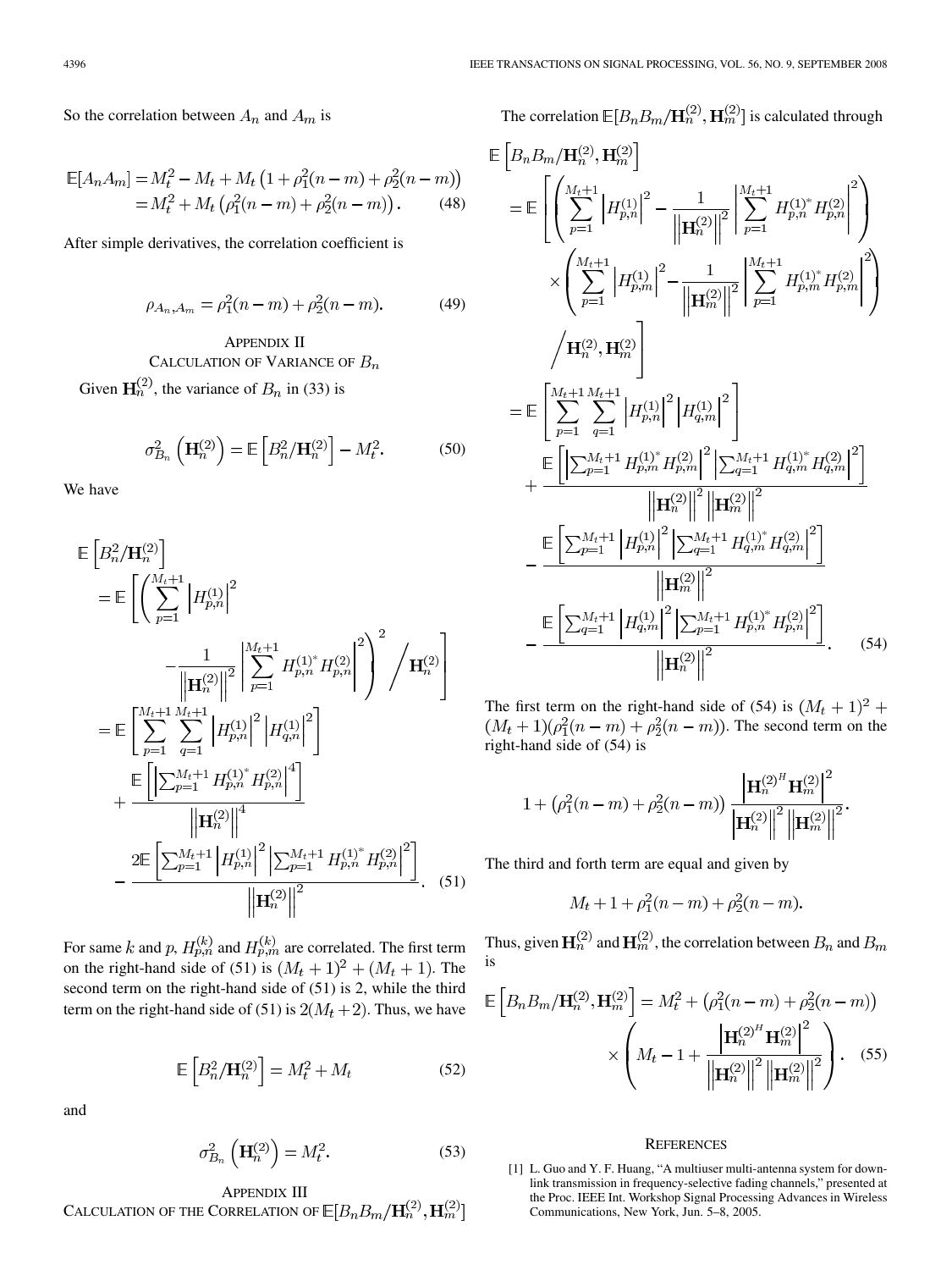So the correlation between $A_n$ and $A_m$ is

$$
\begin{aligned}
\mathbb{E}[A_n A_m] &= M_t^2 - M_t + M_t\left(1 + \rho_1^2(n-m) + \rho_2^2(n-m)\right) \\
&= M_t^2 + M_t\left(\rho_1^2(n-m) + \rho_2^2(n-m)\right). \quad (48)
\end{aligned}
$$

After simple derivatives, the correlation coefficient is

$$
\rho_{A_n, A_m} = \rho_1^2(n-m) + \rho_2^2(n-m). \quad (49)
$$

## Appendix II
## Calculation of Variance of $B_n$

Given $\mathbf{H}_n^{(2)}$, the variance of $B_n$ in (33) is

$$
\sigma_{B_n}^2\left(\mathbf{H}_n^{(2)}\right) = \mathbb{E}\left[B_n^2/\mathbf{H}_n^{(2)}\right] - M_t^2. \quad (50)
$$

We have

$$
\begin{aligned}
\mathbb{E}&\left[B_n^2/\mathbf{H}_n^{(2)}\right] \\
&= \mathbb{E}\left[\left(\sum_{p=1}^{M_t+1}\left|H_{p,n}^{(1)}\right|^2 - \frac{1}{\left\|\mathbf{H}_n^{(2)}\right\|^2}\left|\sum_{p=1}^{M_t+1} H_{p,n}^{(1)^*} H_{p,n}^{(2)}\right|^2\right)^2 \Bigg/ \mathbf{H}_n^{(2)}\right] \\
&= \mathbb{E}\left[\sum_{p=1}^{M_t+1}\sum_{q=1}^{M_t+1}\left|H_{p,n}^{(1)}\right|^2\left|H_{q,n}^{(1)}\right|^2\right] \\
&\quad + \frac{\mathbb{E}\left[\left|\sum_{p=1}^{M_t+1} H_{p,n}^{(1)^*} H_{p,n}^{(2)}\right|^4\right]}{\left\|\mathbf{H}_n^{(2)}\right\|^4} \\
&\quad - \frac{2\mathbb{E}\left[\sum_{p=1}^{M_t+1}\left|H_{p,n}^{(1)}\right|^2\left|\sum_{p=1}^{M_t+1} H_{p,n}^{(1)^*} H_{p,n}^{(2)}\right|^2\right]}{\left\|\mathbf{H}_n^{(2)}\right\|^2}. \quad (51)
\end{aligned}
$$

For same $k$ and $p$, $H_{p,n}^{(k)}$ and $H_{p,m}^{(k)}$ are correlated. The first term on the right-hand side of (51) is $(M_t+1)^2 + (M_t+1)$. The second term on the right-hand side of (51) is 2, while the third term on the right-hand side of (51) is $2(M_t+2)$. Thus, we have

$$
\mathbb{E}\left[B_n^2/\mathbf{H}_n^{(2)}\right] = M_t^2 + M_t \quad (52)
$$

and

$$
\sigma_{B_n}^2\left(\mathbf{H}_n^{(2)}\right) = M_t^2. \quad (53)
$$

## Appendix III
## Calculation of the Correlation of $\mathbb{E}[B_n B_m/\mathbf{H}_n^{(2)}, \mathbf{H}_m^{(2)}]$

The correlation $\mathbb{E}[B_n B_m/\mathbf{H}_n^{(2)}, \mathbf{H}_m^{(2)}]$ is calculated through

$$
\begin{aligned}
\mathbb{E}&\left[B_n B_m/\mathbf{H}_n^{(2)}, \mathbf{H}_m^{(2)}\right] \\
&= \mathbb{E}\left[\left(\sum_{p=1}^{M_t+1}\left|H_{p,n}^{(1)}\right|^2 - \frac{1}{\left\|\mathbf{H}_n^{(2)}\right\|^2}\left|\sum_{p=1}^{M_t+1} H_{p,n}^{(1)^*} H_{p,n}^{(2)}\right|^2\right)\right. \\
&\quad \times \left(\sum_{p=1}^{M_t+1}\left|H_{p,m}^{(1)}\right|^2 - \frac{1}{\left\|\mathbf{H}_m^{(2)}\right\|^2}\left|\sum_{p=1}^{M_t+1} H_{p,m}^{(1)^*} H_{p,m}^{(2)}\right|^2\right) \\
&\quad \left. \Bigg/ \mathbf{H}_n^{(2)}, \mathbf{H}_m^{(2)}\right] \\
&= \mathbb{E}\left[\sum_{p=1}^{M_t+1}\sum_{q=1}^{M_t+1}\left|H_{p,n}^{(1)}\right|^2\left|H_{q,m}^{(1)}\right|^2\right] \\
&\quad + \frac{\mathbb{E}\left[\left|\sum_{p=1}^{M_t+1} H_{p,m}^{(1)^*} H_{p,m}^{(2)}\right|^2\left|\sum_{q=1}^{M_t+1} H_{q,m}^{(1)^*} H_{q,m}^{(2)}\right|^2\right]}{\left\|\mathbf{H}_n^{(2)}\right\|^2\left\|\mathbf{H}_m^{(2)}\right\|^2} \\
&\quad - \frac{\mathbb{E}\left[\sum_{p=1}^{M_t+1}\left|H_{p,n}^{(1)}\right|^2\left|\sum_{q=1}^{M_t+1} H_{q,m}^{(1)^*} H_{q,m}^{(2)}\right|^2\right]}{\left\|\mathbf{H}_m^{(2)}\right\|^2} \\
&\quad - \frac{\mathbb{E}\left[\sum_{q=1}^{M_t+1}\left|H_{q,m}^{(1)}\right|^2\left|\sum_{p=1}^{M_t+1} H_{p,n}^{(1)^*} H_{p,n}^{(2)}\right|^2\right]}{\left\|\mathbf{H}_n^{(2)}\right\|^2}. \quad (54)
\end{aligned}
$$

The first term on the right-hand side of (54) is $(M_t+1)^2 + (M_t+1)(\rho_1^2(n-m) + \rho_2^2(n-m))$. The second term on the right-hand side of (54) is

$$
1 + \left(\rho_1^2(n-m) + \rho_2^2(n-m)\right)\frac{\left|\mathbf{H}_n^{(2)^H}\mathbf{H}_m^{(2)}\right|^2}{\left\|\mathbf{H}_n^{(2)}\right\|^2\left\|\mathbf{H}_m^{(2)}\right\|^2}.
$$

The third and forth term are equal and given by

$$
M_t + 1 + \rho_1^2(n-m) + \rho_2^2(n-m).
$$

Thus, given $\mathbf{H}_n^{(2)}$ and $\mathbf{H}_m^{(2)}$, the correlation between $B_n$ and $B_m$ is

$$
\begin{aligned}
\mathbb{E}\left[B_n B_m/\mathbf{H}_n^{(2)}, \mathbf{H}_m^{(2)}\right] &= M_t^2 + \left(\rho_1^2(n-m) + \rho_2^2(n-m)\right) \\
&\quad \times \left(M_t - 1 + \frac{\left|\mathbf{H}_n^{(2)^H}\mathbf{H}_m^{(2)}\right|^2}{\left\|\mathbf{H}_n^{(2)}\right\|^2\left\|\mathbf{H}_m^{(2)}\right\|^2}\right). \quad (55)
\end{aligned}
$$

## References

[1] L. Guo and Y. F. Huang, "A multiuser multi-antenna system for downlink transmission in frequency-selective fading channels," presented at the Proc. IEEE Int. Workshop Signal Processing Advances in Wireless Communications, New York, Jun. 5–8, 2005.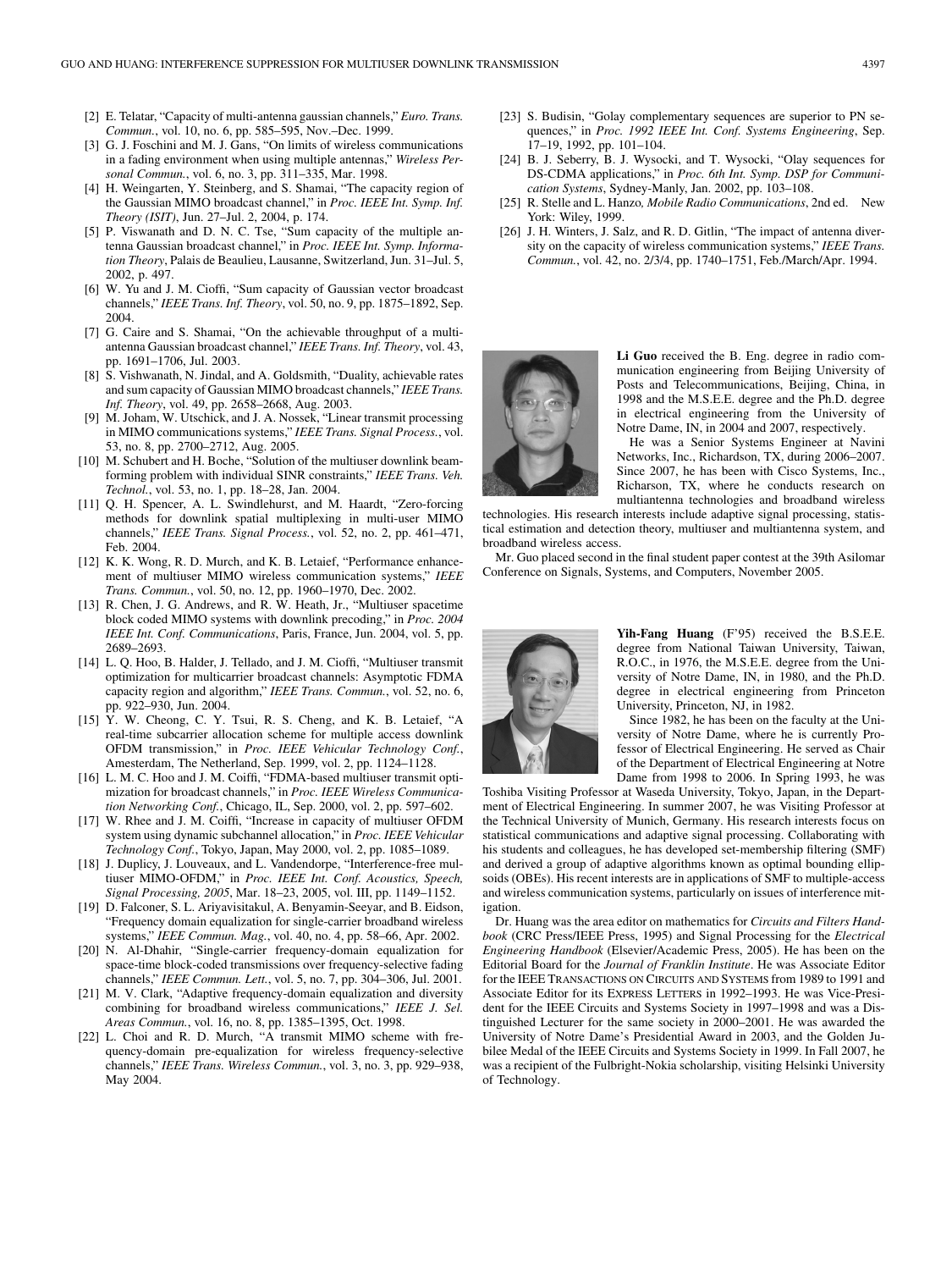[2] E. Telatar, "Capacity of multi-antenna gaussian channels," *Euro. Trans. Commun.*, vol. 10, no. 6, pp. 585–595, Nov.–Dec. 1999.

[3] G. J. Foschini and M. J. Gans, "On limits of wireless communications in a fading environment when using multiple antennas," *Wireless Personal Commun.*, vol. 6, no. 3, pp. 311–335, Mar. 1998.

[4] H. Weingarten, Y. Steinberg, and S. Shamai, "The capacity region of the Gaussian MIMO broadcast channel," in *Proc. IEEE Int. Symp. Inf. Theory (ISIT)*, Jun. 27–Jul. 2, 2004, p. 174.

[5] P. Viswanath and D. N. C. Tse, "Sum capacity of the multiple antenna Gaussian broadcast channel," in *Proc. IEEE Int. Symp. Information Theory*, Palais de Beaulieu, Lausanne, Switzerland, Jun. 31–Jul. 5, 2002, p. 497.

[6] W. Yu and J. M. Cioffi, "Sum capacity of Gaussian vector broadcast channels," *IEEE Trans. Inf. Theory*, vol. 50, no. 9, pp. 1875–1892, Sep. 2004.

[7] G. Caire and S. Shamai, "On the achievable throughput of a multiantenna Gaussian broadcast channel," *IEEE Trans. Inf. Theory*, vol. 43, pp. 1691–1706, Jul. 2003.

[8] S. Vishwanath, N. Jindal, and A. Goldsmith, "Duality, achievable rates and sum capacity of Gaussian MIMO broadcast channels," *IEEE Trans. Inf. Theory*, vol. 49, pp. 2658–2668, Aug. 2003.

[9] M. Joham, W. Utschick, and J. A. Nossek, "Linear transmit processing in MIMO communications systems," *IEEE Trans. Signal Process.*, vol. 53, no. 8, pp. 2700–2712, Aug. 2005.

[10] M. Schubert and H. Boche, "Solution of the multiuser downlink beamforming problem with individual SINR constraints," *IEEE Trans. Veh. Technol.*, vol. 53, no. 1, pp. 18–28, Jan. 2004.

[11] Q. H. Spencer, A. L. Swindlehurst, and M. Haardt, "Zero-forcing methods for downlink spatial multiplexing in multi-user MIMO channels," *IEEE Trans. Signal Process.*, vol. 52, no. 2, pp. 461–471, Feb. 2004.

[12] K. K. Wong, R. D. Murch, and K. B. Letaief, "Performance enhancement of multiuser MIMO wireless communication systems," *IEEE Trans. Commun.*, vol. 50, no. 12, pp. 1960–1970, Dec. 2002.

[13] R. Chen, J. G. Andrews, and R. W. Heath, Jr., "Multiuser spacetime block coded MIMO systems with downlink precoding," in *Proc. 2004 IEEE Int. Conf. Communications*, Paris, France, Jun. 2004, vol. 5, pp. 2689–2693.

[14] L. Q. Hoo, B. Halder, J. Tellado, and J. M. Cioffi, "Multiuser transmit optimization for multicarrier broadcast channels: Asymptotic FDMA capacity region and algorithm," *IEEE Trans. Commun.*, vol. 52, no. 6, pp. 922–930, Jun. 2004.

[15] Y. W. Cheong, C. Y. Tsui, R. S. Cheng, and K. B. Letaief, "A real-time subcarrier allocation scheme for multiple access downlink OFDM transmission," in *Proc. IEEE Vehicular Technology Conf.*, Amesterdam, The Netherland, Sep. 1999, vol. 2, pp. 1124–1128.

[16] L. M. C. Hoo and J. M. Coiffi, "FDMA-based multiuser transmit optimization for broadcast channels," in *Proc. IEEE Wireless Communication Networking Conf.*, Chicago, IL, Sep. 2000, vol. 2, pp. 597–602.

[17] W. Rhee and J. M. Coiffi, "Increase in capacity of multiuser OFDM system using dynamic subchannel allocation," in *Proc. IEEE Vehicular Technology Conf.*, Tokyo, Japan, May 2000, vol. 2, pp. 1085–1089.

[18] J. Duplicy, J. Louveaux, and L. Vandendorpe, "Interference-free multiuser MIMO-OFDM," in *Proc. IEEE Int. Conf. Acoustics, Speech, Signal Processing, 2005*, Mar. 18–23, 2005, vol. III, pp. 1149–1152.

[19] D. Falconer, S. L. Ariyavisitakul, A. Benyamin-Seeyar, and B. Eidson, "Frequency domain equalization for single-carrier broadband wireless systems," *IEEE Commun. Mag.*, vol. 40, no. 4, pp. 58–66, Apr. 2002.

[20] N. Al-Dhahir, "Single-carrier frequency-domain equalization for space-time block-coded transmissions over frequency-selective fading channels," *IEEE Commun. Lett.*, vol. 5, no. 7, pp. 304–306, Jul. 2001.

[21] M. V. Clark, "Adaptive frequency-domain equalization and diversity combining for broadband wireless communications," *IEEE J. Sel. Areas Commun.*, vol. 16, no. 8, pp. 1385–1395, Oct. 1998.

[22] L. Choi and R. D. Murch, "A transmit MIMO scheme with frequency-domain pre-equalization for wireless frequency-selective channels," *IEEE Trans. Wireless Commun.*, vol. 3, no. 3, pp. 929–938, May 2004.

[23] S. Budisin, "Golay complementary sequences are superior to PN sequences," in *Proc. 1992 IEEE Int. Conf. Systems Engineering*, Sep. 17–19, 1992, pp. 101–104.

[24] B. J. Seberry, B. J. Wysocki, and T. Wysocki, "Olay sequences for DS-CDMA applications," in *Proc. 6th Int. Symp. DSP for Communication Systems*, Sydney-Manly, Jan. 2002, pp. 103–108.

[25] R. Stelle and L. Hanzo*, Mobile Radio Communications*, 2nd ed. New York: Wiley, 1999.

[26] J. H. Winters, J. Salz, and R. D. Gitlin, "The impact of antenna diversity on the capacity of wireless communication systems," *IEEE Trans. Commun.*, vol. 42, no. 2/3/4, pp. 1740–1751, Feb./March/Apr. 1994.

**Li Guo** received the B. Eng. degree in radio communication engineering from Beijing University of Posts and Telecommunications, Beijing, China, in 1998 and the M.S.E.E. degree and the Ph.D. degree in electrical engineering from the University of Notre Dame, IN, in 2004 and 2007, respectively.

He was a Senior Systems Engineer at Navini Networks, Inc., Richardson, TX, during 2006–2007. Since 2007, he has been with Cisco Systems, Inc., Richarson, TX, where he conducts research on multiantenna technologies and broadband wireless technologies. His research interests include adaptive signal processing, statistical estimation and detection theory, multiuser and multiantenna system, and broadband wireless access.

Mr. Guo placed second in the final student paper contest at the 39th Asilomar Conference on Signals, Systems, and Computers, November 2005.

**Yih-Fang Huang** (F'95) received the B.S.E.E. degree from National Taiwan University, Taiwan, R.O.C., in 1976, the M.S.E.E. degree from the University of Notre Dame, IN, in 1980, and the Ph.D. degree in electrical engineering from Princeton University, Princeton, NJ, in 1982.

Since 1982, he has been on the faculty at the University of Notre Dame, where he is currently Professor of Electrical Engineering. He served as Chair of the Department of Electrical Engineering at Notre Dame from 1998 to 2006. In Spring 1993, he was Toshiba Visiting Professor at Waseda University, Tokyo, Japan, in the Department of Electrical Engineering. In summer 2007, he was Visiting Professor at the Technical University of Munich, Germany. His research interests focus on statistical communications and adaptive signal processing. Collaborating with his students and colleagues, he has developed set-membership filtering (SMF) and derived a group of adaptive algorithms known as optimal bounding ellipsoids (OBEs). His recent interests are in applications of SMF to multiple-access and wireless communication systems, particularly on issues of interference mitigation.

Dr. Huang was the area editor on mathematics for *Circuits and Filters Handbook* (CRC Press/IEEE Press, 1995) and Signal Processing for the *Electrical Engineering Handbook* (Elsevier/Academic Press, 2005). He has been on the Editorial Board for the *Journal of Franklin Institute*. He was Associate Editor for the IEEE TRANSACTIONS ON CIRCUITS AND SYSTEMS from 1989 to 1991 and Associate Editor for its EXPRESS LETTERS in 1992–1993. He was Vice-President for the IEEE Circuits and Systems Society in 1997–1998 and was a Distinguished Lecturer for the same society in 2000–2001. He was awarded the University of Notre Dame's Presidential Award in 2003, and the Golden Jubilee Medal of the IEEE Circuits and Systems Society in 1999. In Fall 2007, he was a recipient of the Fulbright-Nokia scholarship, visiting Helsinki University of Technology.